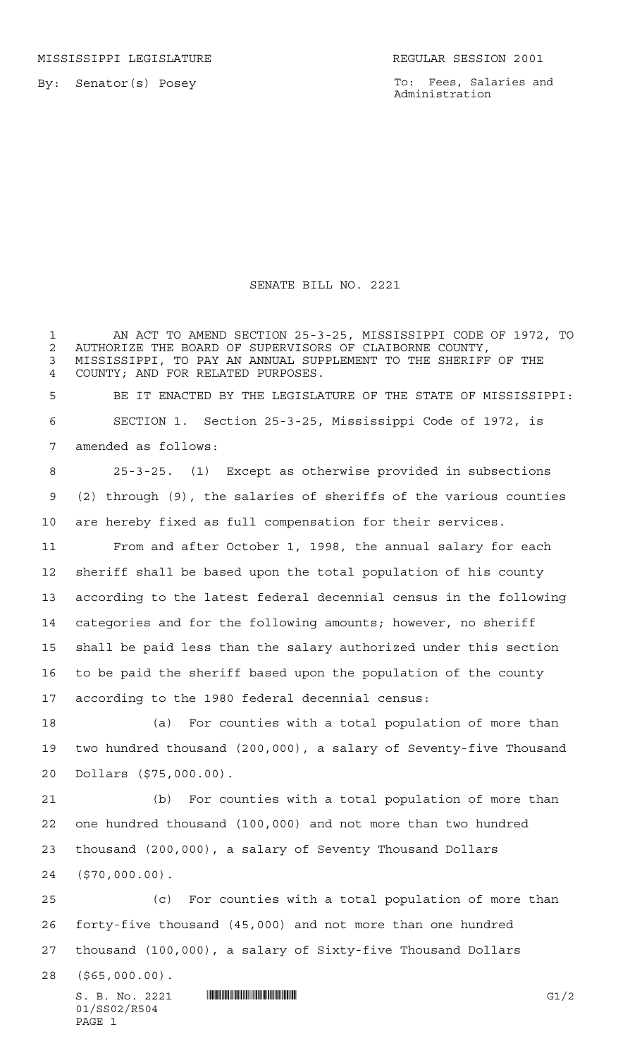MISSISSIPPI LEGISLATURE REGULAR SESSION 2001

By: Senator(s) Posey

To: Fees, Salaries and Administration

# SENATE BILL NO. 2221

AN ACT TO AMEND SECTION 25-3-25, MISSISSIPPI CODE OF 1972, TO AUTHORIZE THE BOARD OF SUPERVISORS OF CLAIBORNE COUNTY, MISSISSIPPI, TO PAY AN ANNUAL SUPPLEMENT TO THE SHERIFF OF THE COUNTY; AND FOR RELATED PURPOSES.

BE IT ENACTED BY THE LEGISLATURE OF THE STATE OF MISSISSIPPI:

SECTION 1. Section 25-3-25, Mississippi Code of 1972, is amended as follows:

25-3-25. (1) Except as otherwise provided in subsections (2) through (9), the salaries of sheriffs of the various counties are hereby fixed as full compensation for their services.

From and after October 1, 1998, the annual salary for each sheriff shall be based upon the total population of his county according to the latest federal decennial census in the following categories and for the following amounts; however, no sheriff shall be paid less than the salary authorized under this section to be paid the sheriff based upon the population of the county according to the 1980 federal decennial census:

(a) For counties with a total population of more than two hundred thousand (200,000), a salary of Seventy-five Thousand Dollars ($75,000.00).

(b) For counties with a total population of more than one hundred thousand (100,000) and not more than two hundred thousand (200,000), a salary of Seventy Thousand Dollars ($70,000.00).

(c) For counties with a total population of more than forty-five thousand (45,000) and not more than one hundred thousand (100,000), a salary of Sixty-five Thousand Dollars ($65,000.00).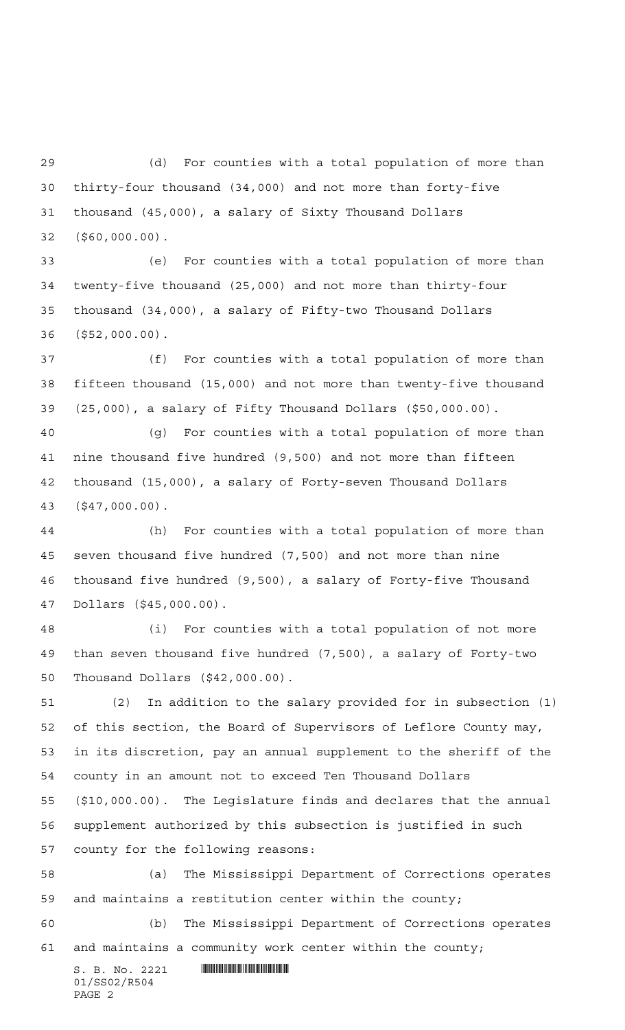(d) For counties with a total population of more than thirty-four thousand (34,000) and not more than forty-five thousand (45,000), a salary of Sixty Thousand Dollars ($60,000.00).

(e) For counties with a total population of more than twenty-five thousand (25,000) and not more than thirty-four thousand (34,000), a salary of Fifty-two Thousand Dollars ($52,000.00).

(f) For counties with a total population of more than fifteen thousand (15,000) and not more than twenty-five thousand (25,000), a salary of Fifty Thousand Dollars ($50,000.00).

(g) For counties with a total population of more than nine thousand five hundred (9,500) and not more than fifteen thousand (15,000), a salary of Forty-seven Thousand Dollars ($47,000.00).

(h) For counties with a total population of more than seven thousand five hundred (7,500) and not more than nine thousand five hundred (9,500), a salary of Forty-five Thousand Dollars ($45,000.00).

(i) For counties with a total population of not more than seven thousand five hundred (7,500), a salary of Forty-two Thousand Dollars ($42,000.00).

(2) In addition to the salary provided for in subsection (1) of this section, the Board of Supervisors of Leflore County may, in its discretion, pay an annual supplement to the sheriff of the county in an amount not to exceed Ten Thousand Dollars ($10,000.00). The Legislature finds and declares that the annual supplement authorized by this subsection is justified in such county for the following reasons:

(a) The Mississippi Department of Corrections operates and maintains a restitution center within the county;

(b) The Mississippi Department of Corrections operates and maintains a community work center within the county;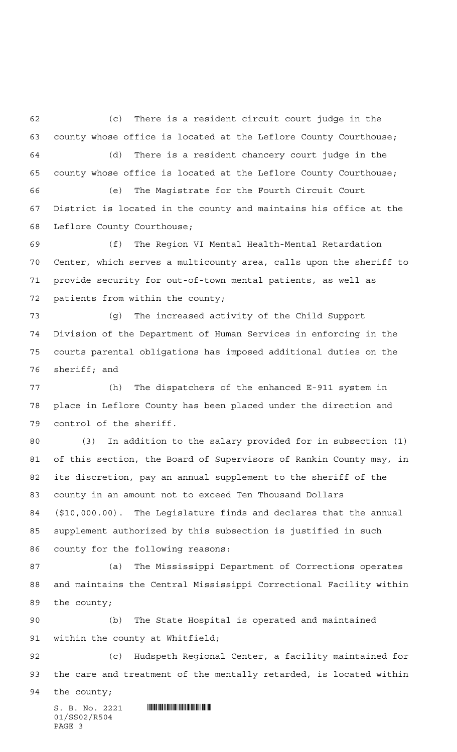(c) There is a resident circuit court judge in the county whose office is located at the Leflore County Courthouse;

(d) There is a resident chancery court judge in the county whose office is located at the Leflore County Courthouse;

(e) The Magistrate for the Fourth Circuit Court District is located in the county and maintains his office at the Leflore County Courthouse;

(f) The Region VI Mental Health-Mental Retardation Center, which serves a multicounty area, calls upon the sheriff to provide security for out-of-town mental patients, as well as patients from within the county;

(g) The increased activity of the Child Support Division of the Department of Human Services in enforcing in the courts parental obligations has imposed additional duties on the sheriff; and

(h) The dispatchers of the enhanced E-911 system in place in Leflore County has been placed under the direction and control of the sheriff.

(3) In addition to the salary provided for in subsection (1) of this section, the Board of Supervisors of Rankin County may, in its discretion, pay an annual supplement to the sheriff of the county in an amount not to exceed Ten Thousand Dollars ($10,000.00). The Legislature finds and declares that the annual supplement authorized by this subsection is justified in such county for the following reasons:

(a) The Mississippi Department of Corrections operates and maintains the Central Mississippi Correctional Facility within the county;

(b) The State Hospital is operated and maintained within the county at Whitfield;

(c) Hudspeth Regional Center, a facility maintained for the care and treatment of the mentally retarded, is located within the county;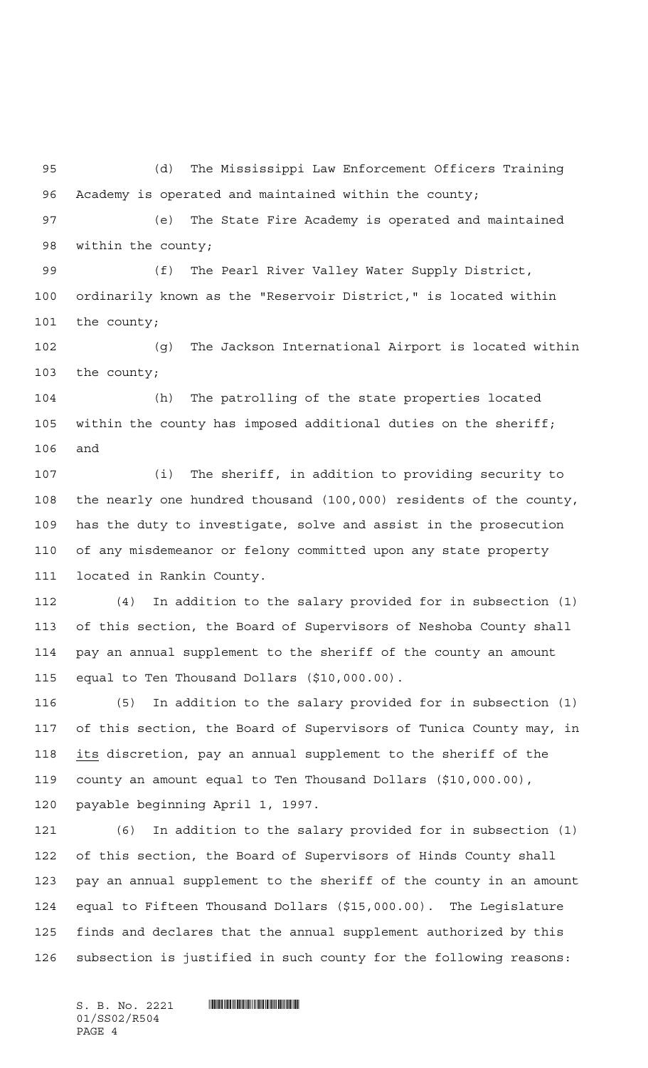(d) The Mississippi Law Enforcement Officers Training Academy is operated and maintained within the county;

(e) The State Fire Academy is operated and maintained within the county;

(f) The Pearl River Valley Water Supply District, ordinarily known as the "Reservoir District," is located within the county;

(g) The Jackson International Airport is located within the county;

(h) The patrolling of the state properties located within the county has imposed additional duties on the sheriff; and

(i) The sheriff, in addition to providing security to the nearly one hundred thousand (100,000) residents of the county, has the duty to investigate, solve and assist in the prosecution of any misdemeanor or felony committed upon any state property located in Rankin County.

(4) In addition to the salary provided for in subsection (1) of this section, the Board of Supervisors of Neshoba County shall pay an annual supplement to the sheriff of the county an amount equal to Ten Thousand Dollars ($10,000.00).

(5) In addition to the salary provided for in subsection (1) of this section, the Board of Supervisors of Tunica County may, in its discretion, pay an annual supplement to the sheriff of the county an amount equal to Ten Thousand Dollars ($10,000.00), payable beginning April 1, 1997.

(6) In addition to the salary provided for in subsection (1) of this section, the Board of Supervisors of Hinds County shall pay an annual supplement to the sheriff of the county in an amount equal to Fifteen Thousand Dollars ($15,000.00). The Legislature finds and declares that the annual supplement authorized by this subsection is justified in such county for the following reasons: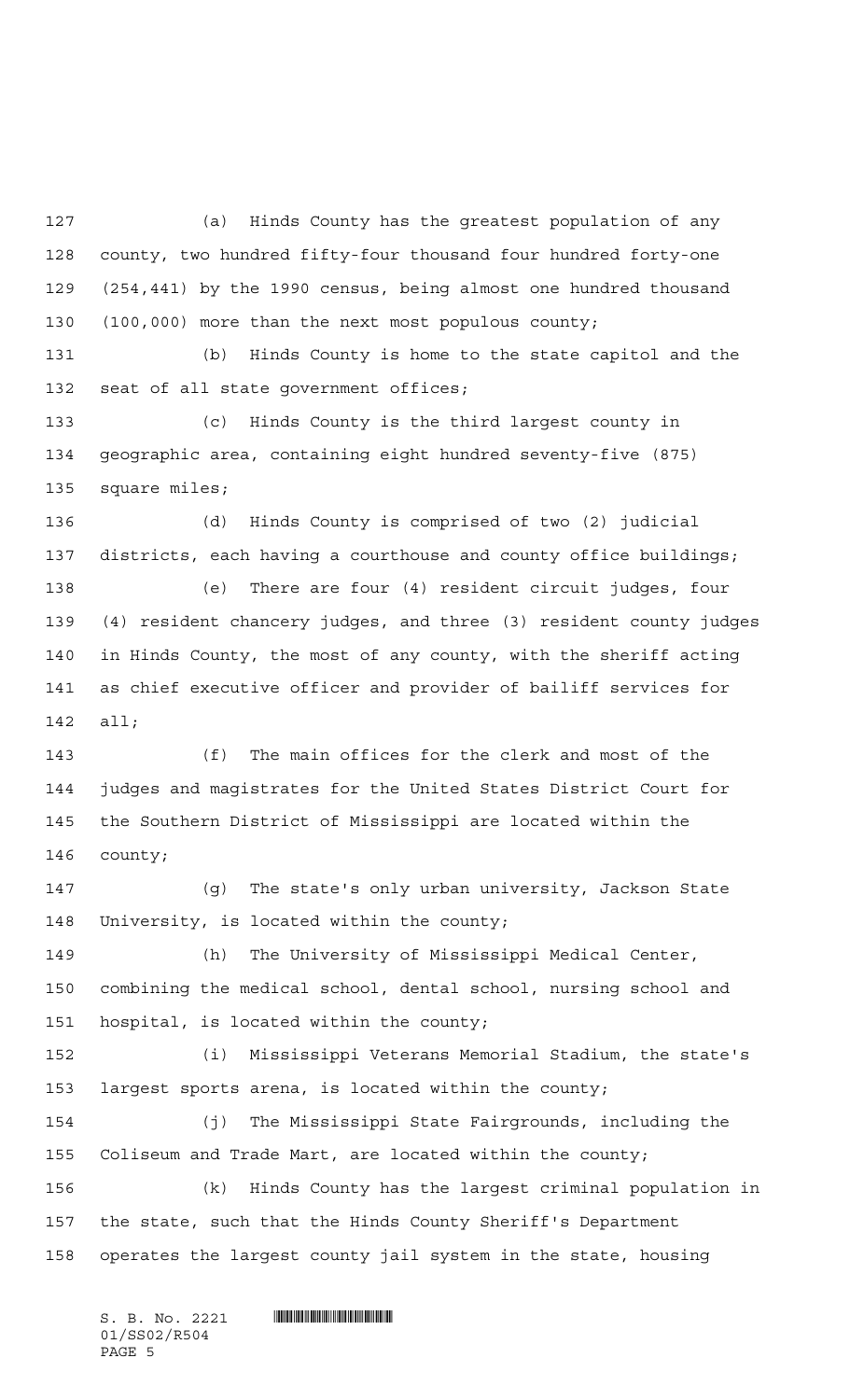(a) Hinds County has the greatest population of any county, two hundred fifty-four thousand four hundred forty-one (254,441) by the 1990 census, being almost one hundred thousand (100,000) more than the next most populous county;

(b) Hinds County is home to the state capitol and the seat of all state government offices;

(c) Hinds County is the third largest county in geographic area, containing eight hundred seventy-five (875) square miles;

(d) Hinds County is comprised of two (2) judicial districts, each having a courthouse and county office buildings;

(e) There are four (4) resident circuit judges, four (4) resident chancery judges, and three (3) resident county judges in Hinds County, the most of any county, with the sheriff acting as chief executive officer and provider of bailiff services for all;

(f) The main offices for the clerk and most of the judges and magistrates for the United States District Court for the Southern District of Mississippi are located within the county;

(g) The state's only urban university, Jackson State University, is located within the county;

(h) The University of Mississippi Medical Center, combining the medical school, dental school, nursing school and hospital, is located within the county;

(i) Mississippi Veterans Memorial Stadium, the state's largest sports arena, is located within the county;

(j) The Mississippi State Fairgrounds, including the Coliseum and Trade Mart, are located within the county;

(k) Hinds County has the largest criminal population in the state, such that the Hinds County Sheriff's Department operates the largest county jail system in the state, housing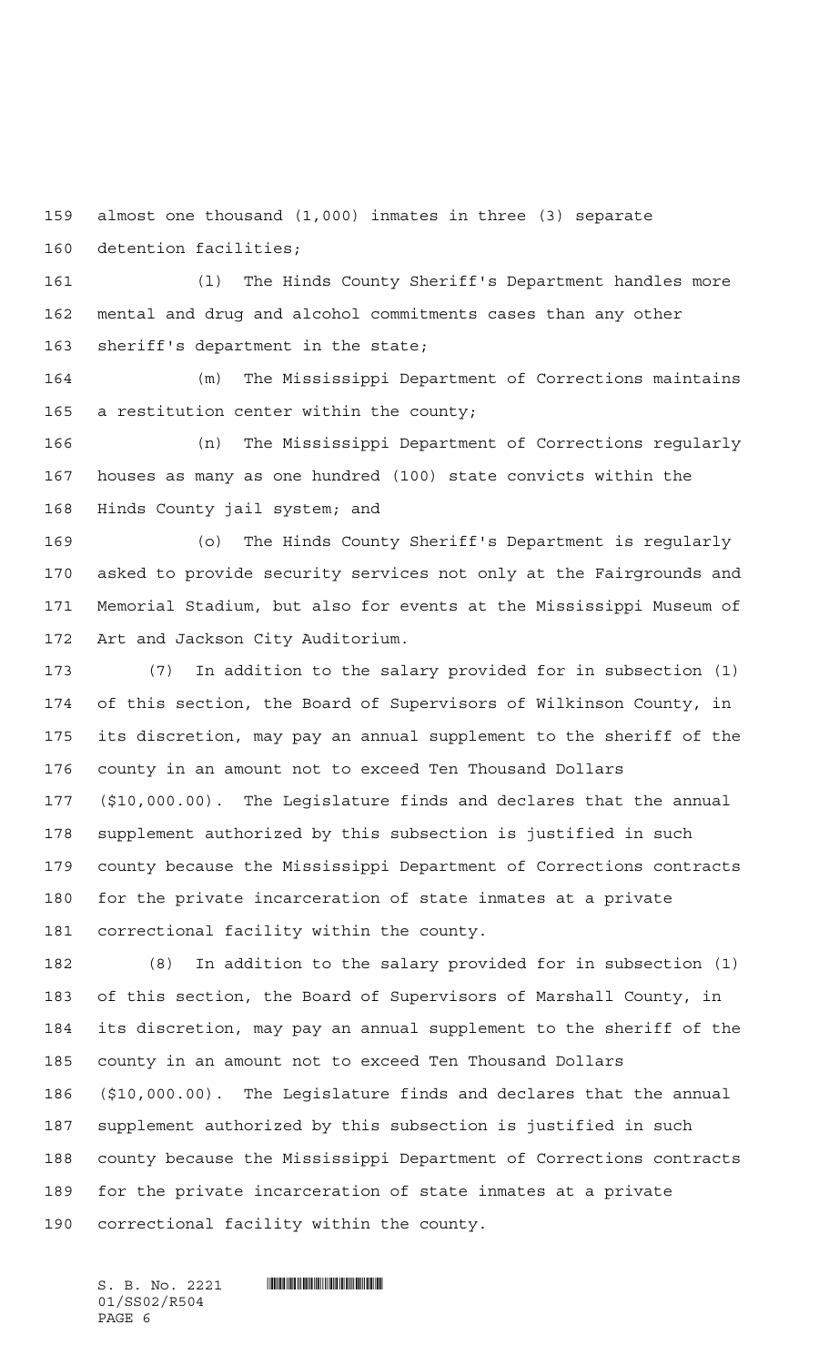almost one thousand (1,000) inmates in three (3) separate detention facilities;

(l) The Hinds County Sheriff's Department handles more mental and drug and alcohol commitments cases than any other sheriff's department in the state;

(m) The Mississippi Department of Corrections maintains a restitution center within the county;

(n) The Mississippi Department of Corrections regularly houses as many as one hundred (100) state convicts within the Hinds County jail system; and

(o) The Hinds County Sheriff's Department is regularly asked to provide security services not only at the Fairgrounds and Memorial Stadium, but also for events at the Mississippi Museum of Art and Jackson City Auditorium.

(7) In addition to the salary provided for in subsection (1) of this section, the Board of Supervisors of Wilkinson County, in its discretion, may pay an annual supplement to the sheriff of the county in an amount not to exceed Ten Thousand Dollars ($10,000.00). The Legislature finds and declares that the annual supplement authorized by this subsection is justified in such county because the Mississippi Department of Corrections contracts for the private incarceration of state inmates at a private correctional facility within the county.

(8) In addition to the salary provided for in subsection (1) of this section, the Board of Supervisors of Marshall County, in its discretion, may pay an annual supplement to the sheriff of the county in an amount not to exceed Ten Thousand Dollars ($10,000.00). The Legislature finds and declares that the annual supplement authorized by this subsection is justified in such county because the Mississippi Department of Corrections contracts for the private incarceration of state inmates at a private correctional facility within the county.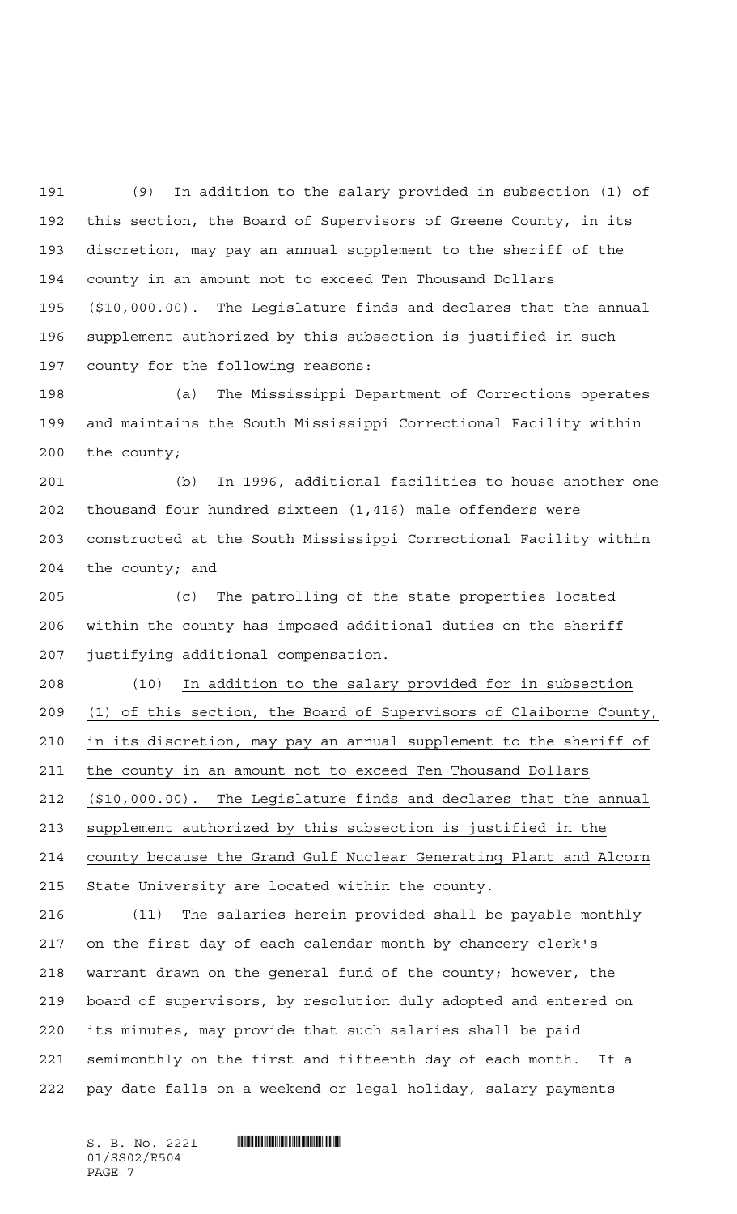(9) In addition to the salary provided in subsection (1) of this section, the Board of Supervisors of Greene County, in its discretion, may pay an annual supplement to the sheriff of the county in an amount not to exceed Ten Thousand Dollars ($10,000.00). The Legislature finds and declares that the annual supplement authorized by this subsection is justified in such county for the following reasons:

(a) The Mississippi Department of Corrections operates and maintains the South Mississippi Correctional Facility within the county;

(b) In 1996, additional facilities to house another one thousand four hundred sixteen (1,416) male offenders were constructed at the South Mississippi Correctional Facility within the county; and

(c) The patrolling of the state properties located within the county has imposed additional duties on the sheriff justifying additional compensation.

(10) In addition to the salary provided for in subsection (1) of this section, the Board of Supervisors of Claiborne County, in its discretion, may pay an annual supplement to the sheriff of the county in an amount not to exceed Ten Thousand Dollars ($10,000.00). The Legislature finds and declares that the annual supplement authorized by this subsection is justified in the county because the Grand Gulf Nuclear Generating Plant and Alcorn State University are located within the county.

(11) The salaries herein provided shall be payable monthly on the first day of each calendar month by chancery clerk's warrant drawn on the general fund of the county; however, the board of supervisors, by resolution duly adopted and entered on its minutes, may provide that such salaries shall be paid semimonthly on the first and fifteenth day of each month. If a pay date falls on a weekend or legal holiday, salary payments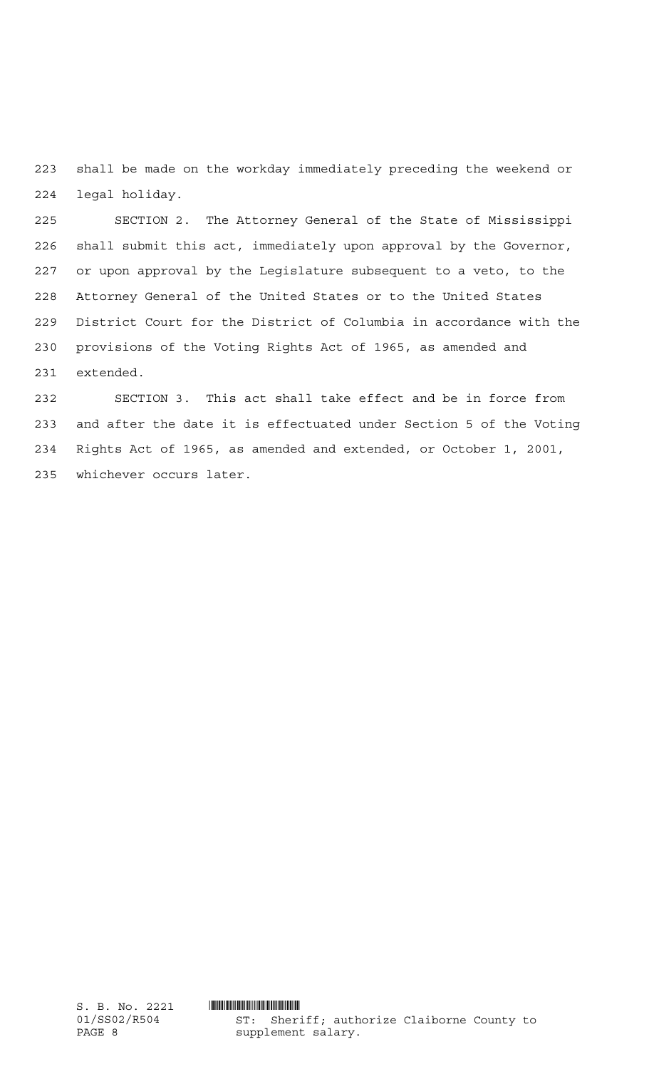shall be made on the workday immediately preceding the weekend or legal holiday.

SECTION 2. The Attorney General of the State of Mississippi shall submit this act, immediately upon approval by the Governor, or upon approval by the Legislature subsequent to a veto, to the Attorney General of the United States or to the United States District Court for the District of Columbia in accordance with the provisions of the Voting Rights Act of 1965, as amended and extended.

SECTION 3. This act shall take effect and be in force from and after the date it is effectuated under Section 5 of the Voting Rights Act of 1965, as amended and extended, or October 1, 2001, whichever occurs later.

S. B. No. 2221
01/SS02/R504
ST: Sheriff; authorize Claiborne County to supplement salary.